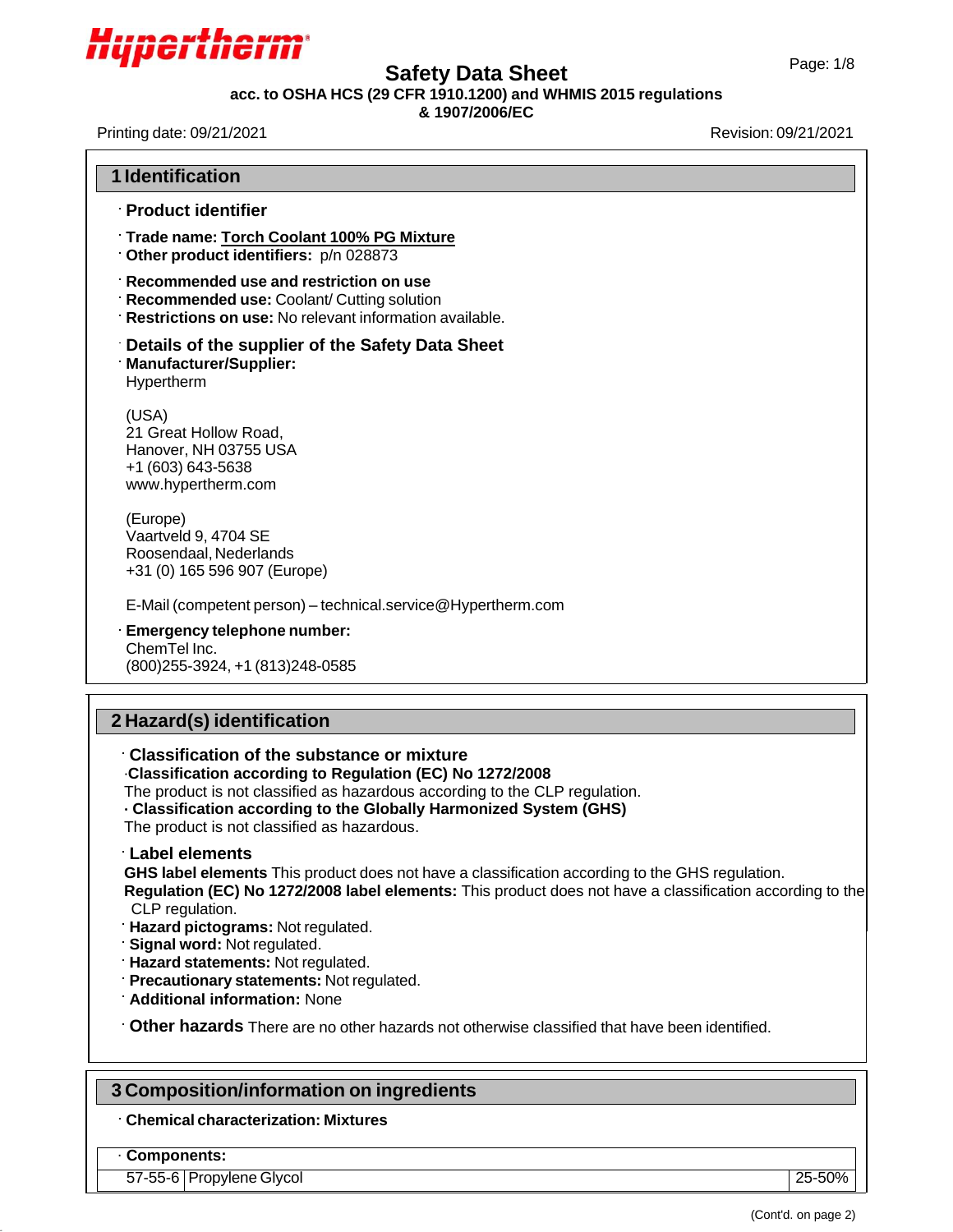Hypertherm

# Safety Data Sheet

**acc. to OSHA HCS (29 CFR 1910.1200) and WHMIS 2015 regulations & 1907/2006/EC**

Printing date: 09/21/2021 | Revision: 09/21/2021

## 1 Identification

### · Product identifier

· **Trade name: Torch Coolant 100% PG Mixture**
· **Other product identifiers:** p/n 028873

· **Recommended use and restriction on use**
· **Recommended use:** Coolant/ Cutting solution
· **Restrictions on use:** No relevant information available.

### · Details of the supplier of the Safety Data Sheet

· **Manufacturer/Supplier:**
Hypertherm

(USA)
21 Great Hollow Road,
Hanover, NH 03755 USA
+1 (603) 643-5638
www.hypertherm.com

(Europe)
Vaartveld 9, 4704 SE
Roosendaal, Nederlands
+31 (0) 165 596 907 (Europe)

E-Mail (competent person) – technical.service@Hypertherm.com

· **Emergency telephone number:**
ChemTel Inc.
(800)255-3924, +1 (813)248-0585

## 2 Hazard(s) identification

### · Classification of the substance or mixture

· **Classification according to Regulation (EC) No 1272/2008**
The product is not classified as hazardous according to the CLP regulation.
· **Classification according to the Globally Harmonized System (GHS)**
The product is not classified as hazardous.

### · Label elements

**GHS label elements** This product does not have a classification according to the GHS regulation.
**Regulation (EC) No 1272/2008 label elements:** This product does not have a classification according to the CLP regulation.
· **Hazard pictograms:** Not regulated.
· **Signal word:** Not regulated.
· **Hazard statements:** Not regulated.
· **Precautionary statements:** Not regulated.
· **Additional information:** None

· **Other hazards** There are no other hazards not otherwise classified that have been identified.

## 3 Composition/information on ingredients

· **Chemical characterization: Mixtures**

| · **Components:** | | |
|---|---|---|
| 57-55-6 | Propylene Glycol | 25-50% |

(Cont'd. on page 2)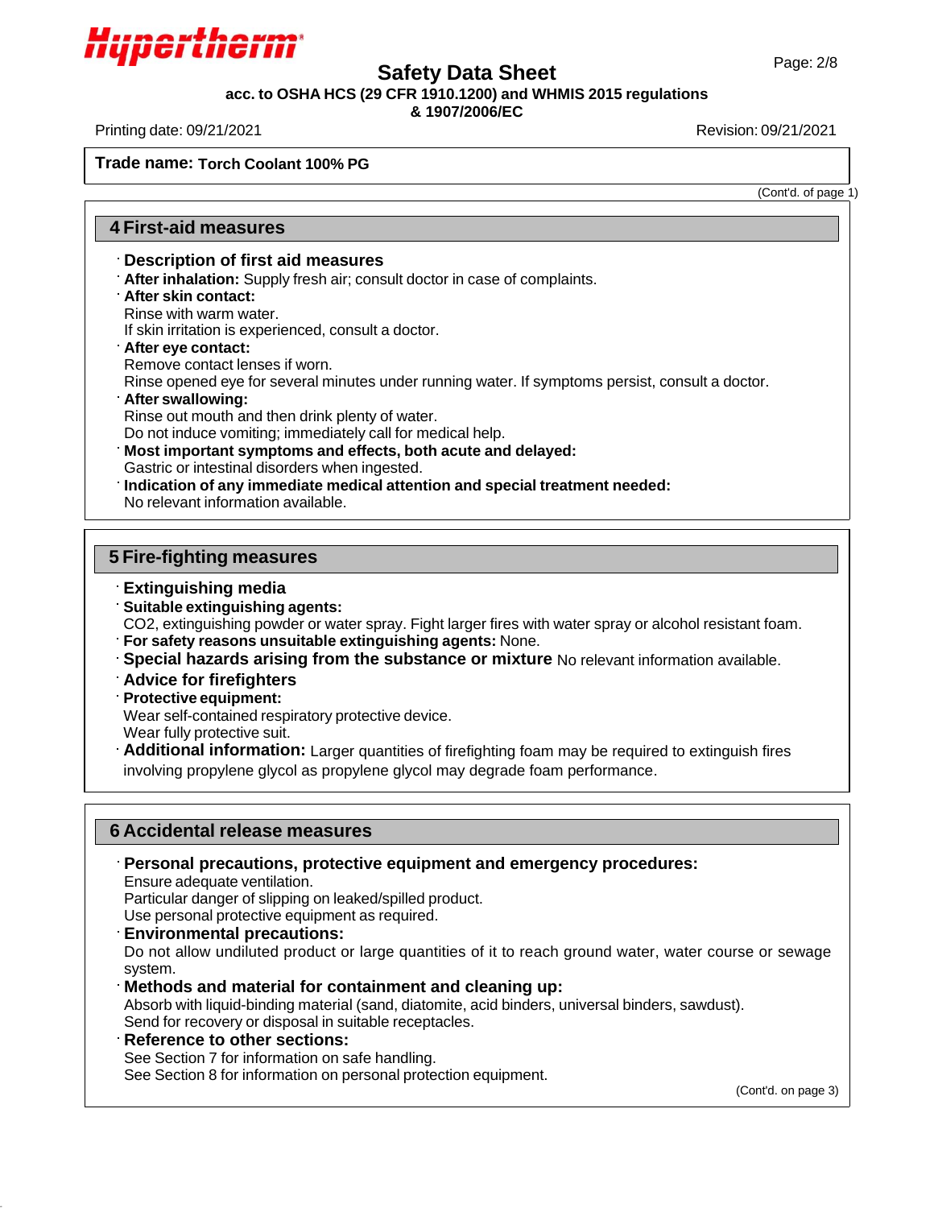**Trade name: Torch Coolant 100% PG**

(Cont'd. of page 1)

## 4 First-aid measures

· **Description of first aid measures**
· **After inhalation:** Supply fresh air; consult doctor in case of complaints.
· **After skin contact:**
Rinse with warm water.
If skin irritation is experienced, consult a doctor.
· **After eye contact:**
Remove contact lenses if worn.
Rinse opened eye for several minutes under running water. If symptoms persist, consult a doctor.
· **After swallowing:**
Rinse out mouth and then drink plenty of water.
Do not induce vomiting; immediately call for medical help.
· **Most important symptoms and effects, both acute and delayed:**
Gastric or intestinal disorders when ingested.
· **Indication of any immediate medical attention and special treatment needed:**
No relevant information available.

## 5 Fire-fighting measures

· **Extinguishing media**
· **Suitable extinguishing agents:**
$CO_2$, extinguishing powder or water spray. Fight larger fires with water spray or alcohol resistant foam.
· **For safety reasons unsuitable extinguishing agents:** None.
· **Special hazards arising from the substance or mixture** No relevant information available.
· **Advice for firefighters**
· **Protective equipment:**
Wear self-contained respiratory protective device.
Wear fully protective suit.
· **Additional information:** Larger quantities of firefighting foam may be required to extinguish fires involving propylene glycol as propylene glycol may degrade foam performance.

## 6 Accidental release measures

· **Personal precautions, protective equipment and emergency procedures:**
Ensure adequate ventilation.
Particular danger of slipping on leaked/spilled product.
Use personal protective equipment as required.
· **Environmental precautions:**
Do not allow undiluted product or large quantities of it to reach ground water, water course or sewage system.
· **Methods and material for containment and cleaning up:**
Absorb with liquid-binding material (sand, diatomite, acid binders, universal binders, sawdust).
Send for recovery or disposal in suitable receptacles.
· **Reference to other sections:**
See Section 7 for information on safe handling.
See Section 8 for information on personal protection equipment.

(Cont'd. on page 3)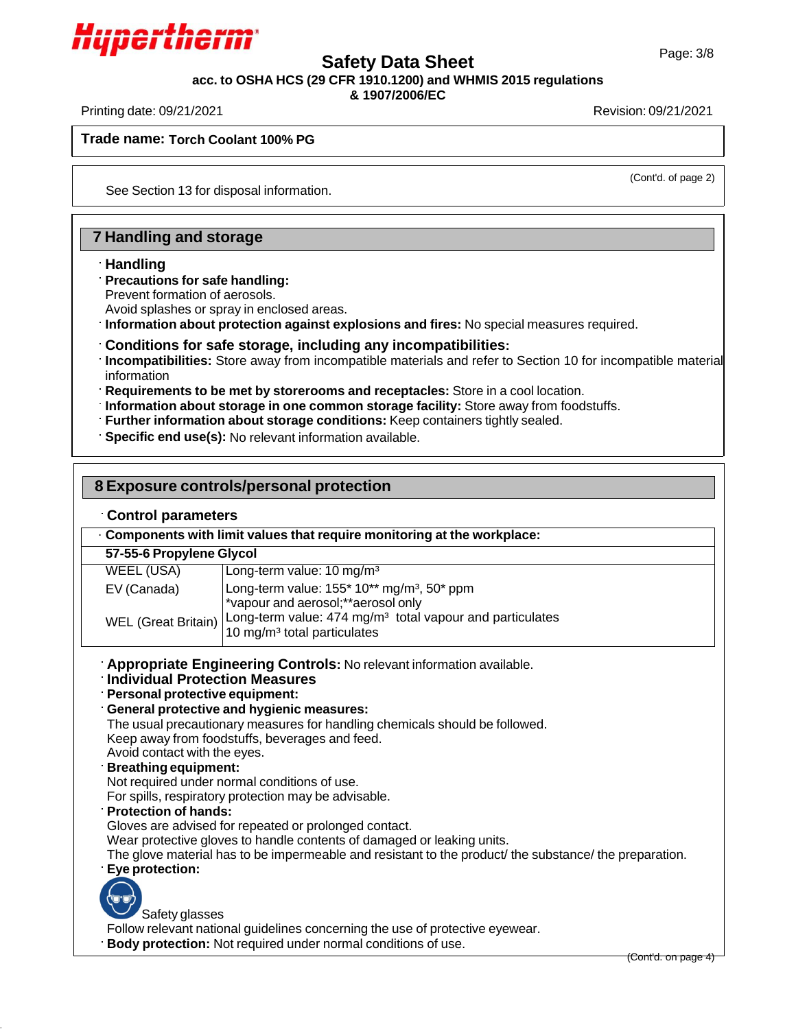**Trade name: Torch Coolant 100% PG**

(Cont'd. of page 2)

See Section 13 for disposal information.

## 7 Handling and storage

· **Handling**
· **Precautions for safe handling:**
Prevent formation of aerosols.
Avoid splashes or spray in enclosed areas.
· **Information about protection against explosions and fires:** No special measures required.

· **Conditions for safe storage, including any incompatibilities:**
· **Incompatibilities:** Store away from incompatible materials and refer to Section 10 for incompatible material information
· **Requirements to be met by storerooms and receptacles:** Store in a cool location.
· **Information about storage in one common storage facility:** Store away from foodstuffs.
· **Further information about storage conditions:** Keep containers tightly sealed.
· **Specific end use(s):** No relevant information available.

## 8 Exposure controls/personal protection

· **Control parameters**

| · **Components with limit values that require monitoring at the workplace:** | |
|---|---|
| **57-55-6 Propylene Glycol** | |
| WEEL (USA) | Long-term value: 10 mg/m³ |
| EV (Canada) | Long-term value: 155* 10** mg/m³, 50* ppm<br>*vapour and aerosol;**aerosol only |
| WEL (Great Britain) | Long-term value: 474 mg/m³ total vapour and particulates<br>10 mg/m³ total particulates |

· **Appropriate Engineering Controls:** No relevant information available.
· **Individual Protection Measures**
· **Personal protective equipment:**
· **General protective and hygienic measures:**
The usual precautionary measures for handling chemicals should be followed.
Keep away from foodstuffs, beverages and feed.
Avoid contact with the eyes.
· **Breathing equipment:**
Not required under normal conditions of use.
For spills, respiratory protection may be advisable.
· **Protection of hands:**
Gloves are advised for repeated or prolonged contact.
Wear protective gloves to handle contents of damaged or leaking units.
The glove material has to be impermeable and resistant to the product/ the substance/ the preparation.
· **Eye protection:**

Safety glasses

Follow relevant national guidelines concerning the use of protective eyewear.
· **Body protection:** Not required under normal conditions of use.

(Cont'd. on page 4)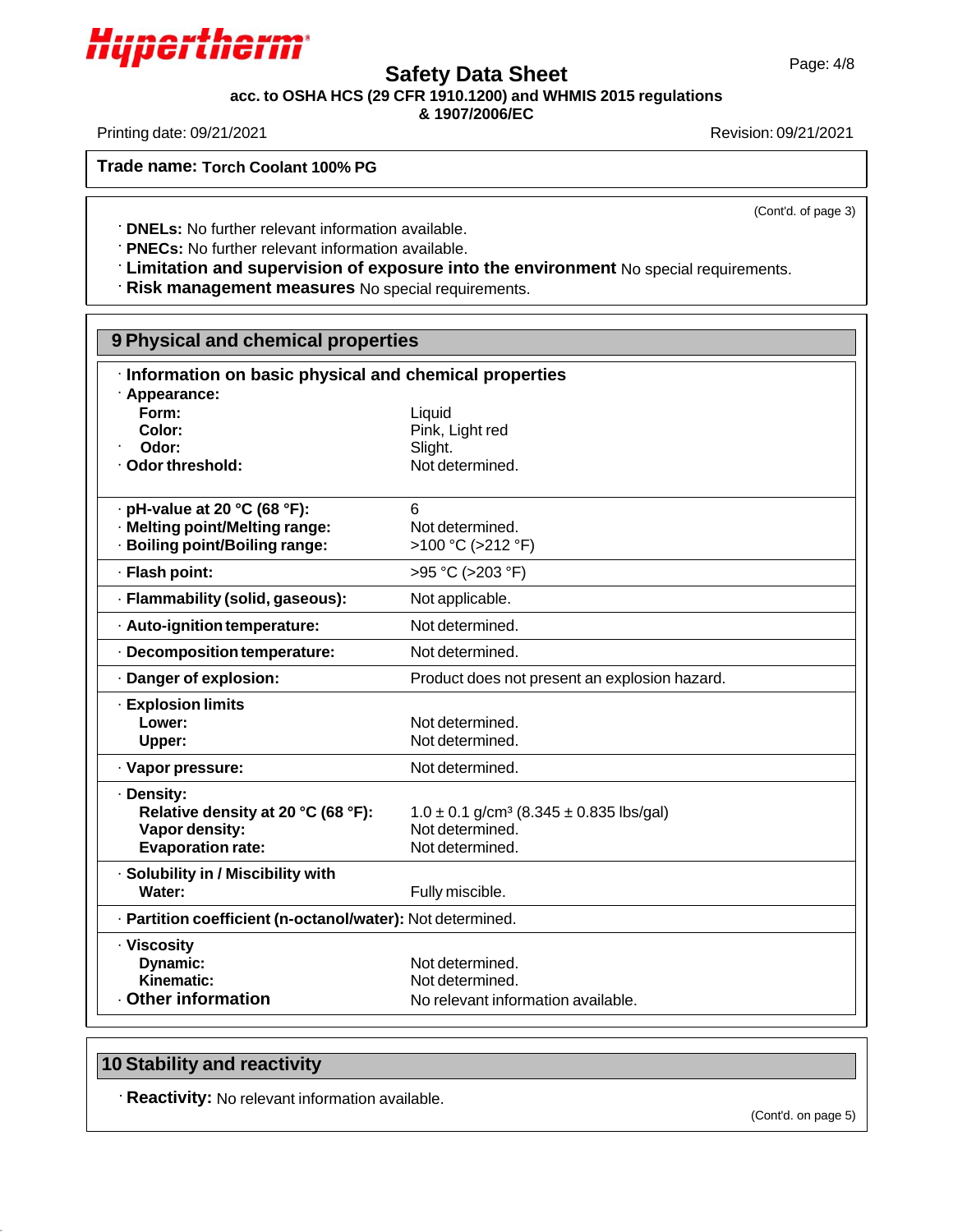**Trade name: Torch Coolant 100% PG**

(Cont'd. of page 3)

· **DNELs:** No further relevant information available.
· **PNECs:** No further relevant information available.
· **Limitation and supervision of exposure into the environment** No special requirements.
· **Risk management measures** No special requirements.

## 9 Physical and chemical properties

· **Information on basic physical and chemical properties**

| | |
|---|---|
| · **Appearance:** | |
| **Form:** | Liquid |
| **Color:** | Pink, Light red |
| · **Odor:** | Slight. |
| · **Odor threshold:** | Not determined. |
| · **pH-value at 20 °C (68 °F):** | 6 |
| · **Melting point/Melting range:** | Not determined. |
| · **Boiling point/Boiling range:** | >100 °C (>212 °F) |
| · **Flash point:** | >95 °C (>203 °F) |
| · **Flammability (solid, gaseous):** | Not applicable. |
| · **Auto-ignition temperature:** | Not determined. |
| · **Decomposition temperature:** | Not determined. |
| · **Danger of explosion:** | Product does not present an explosion hazard. |
| · **Explosion limits** | |
| **Lower:** | Not determined. |
| **Upper:** | Not determined. |
| · **Vapor pressure:** | Not determined. |
| · **Density:** | |
| **Relative density at 20 °C (68 °F):** | 1.0 ± 0.1 g/cm³ (8.345 ± 0.835 lbs/gal) |
| **Vapor density:** | Not determined. |
| **Evaporation rate:** | Not determined. |
| · **Solubility in / Miscibility with** | |
| **Water:** | Fully miscible. |
| · **Partition coefficient (n-octanol/water):** | Not determined. |
| · **Viscosity** | |
| **Dynamic:** | Not determined. |
| **Kinematic:** | Not determined. |
| · **Other information** | No relevant information available. |

## 10 Stability and reactivity

· **Reactivity:** No relevant information available.

(Cont'd. on page 5)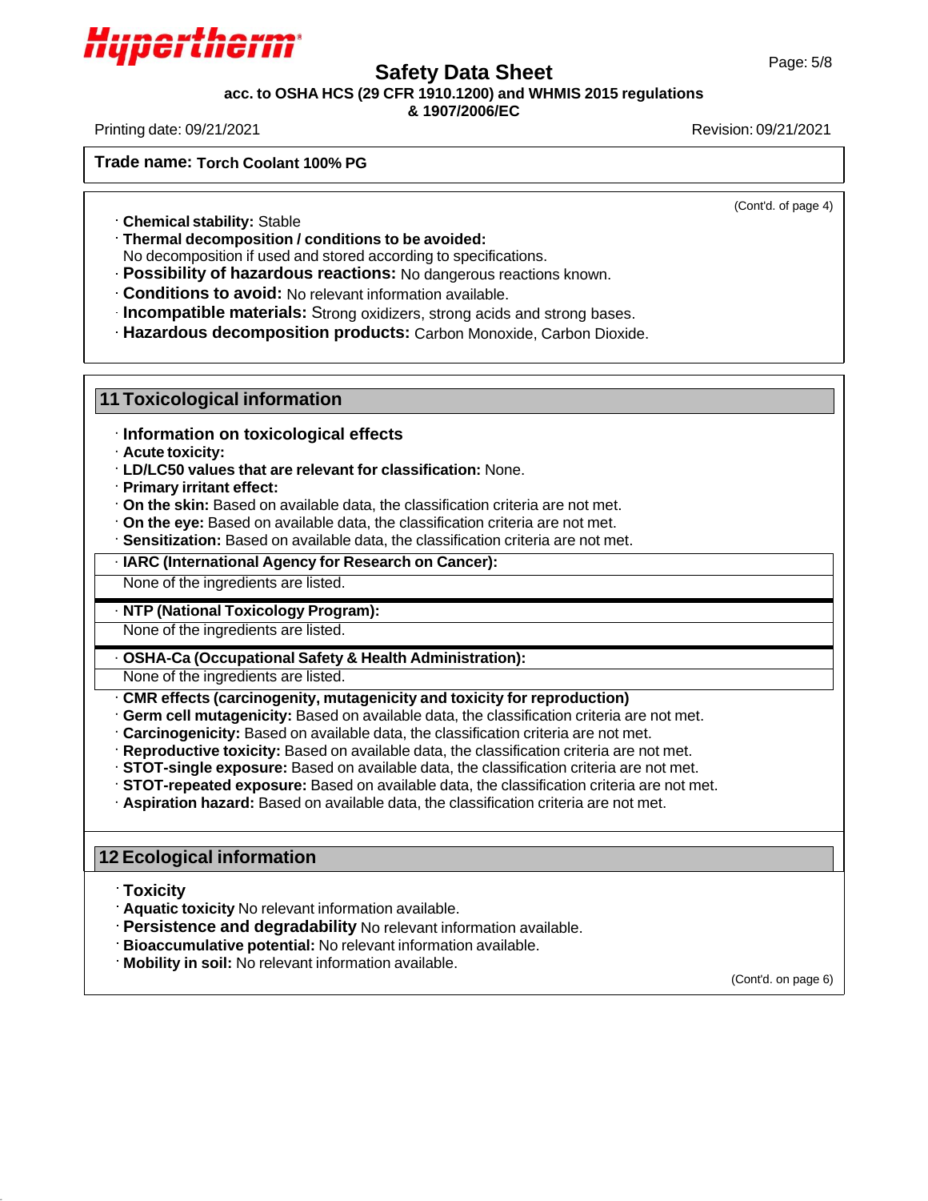**Trade name: Torch Coolant 100% PG**

(Cont'd. of page 4)

· **Chemical stability:** Stable
· **Thermal decomposition / conditions to be avoided:**
No decomposition if used and stored according to specifications.
· **Possibility of hazardous reactions:** No dangerous reactions known.
· **Conditions to avoid:** No relevant information available.
· **Incompatible materials:** Strong oxidizers, strong acids and strong bases.
· **Hazardous decomposition products:** Carbon Monoxide, Carbon Dioxide.

## 11 Toxicological information

· **Information on toxicological effects**
· **Acute toxicity:**
· **LD/LC50 values that are relevant for classification:** None.
· **Primary irritant effect:**
· **On the skin:** Based on available data, the classification criteria are not met.
· **On the eye:** Based on available data, the classification criteria are not met.
· **Sensitization:** Based on available data, the classification criteria are not met.

· **IARC (International Agency for Research on Cancer):**
None of the ingredients are listed.

· **NTP (National Toxicology Program):**
None of the ingredients are listed.

· **OSHA-Ca (Occupational Safety & Health Administration):**
None of the ingredients are listed.

· **CMR effects (carcinogenity, mutagenicity and toxicity for reproduction)**
· **Germ cell mutagenicity:** Based on available data, the classification criteria are not met.
· **Carcinogenicity:** Based on available data, the classification criteria are not met.
· **Reproductive toxicity:** Based on available data, the classification criteria are not met.
· **STOT-single exposure:** Based on available data, the classification criteria are not met.
· **STOT-repeated exposure:** Based on available data, the classification criteria are not met.
· **Aspiration hazard:** Based on available data, the classification criteria are not met.

## 12 Ecological information

· **Toxicity**
· **Aquatic toxicity** No relevant information available.
· **Persistence and degradability** No relevant information available.
· **Bioaccumulative potential:** No relevant information available.
· **Mobility in soil:** No relevant information available.

(Cont'd. on page 6)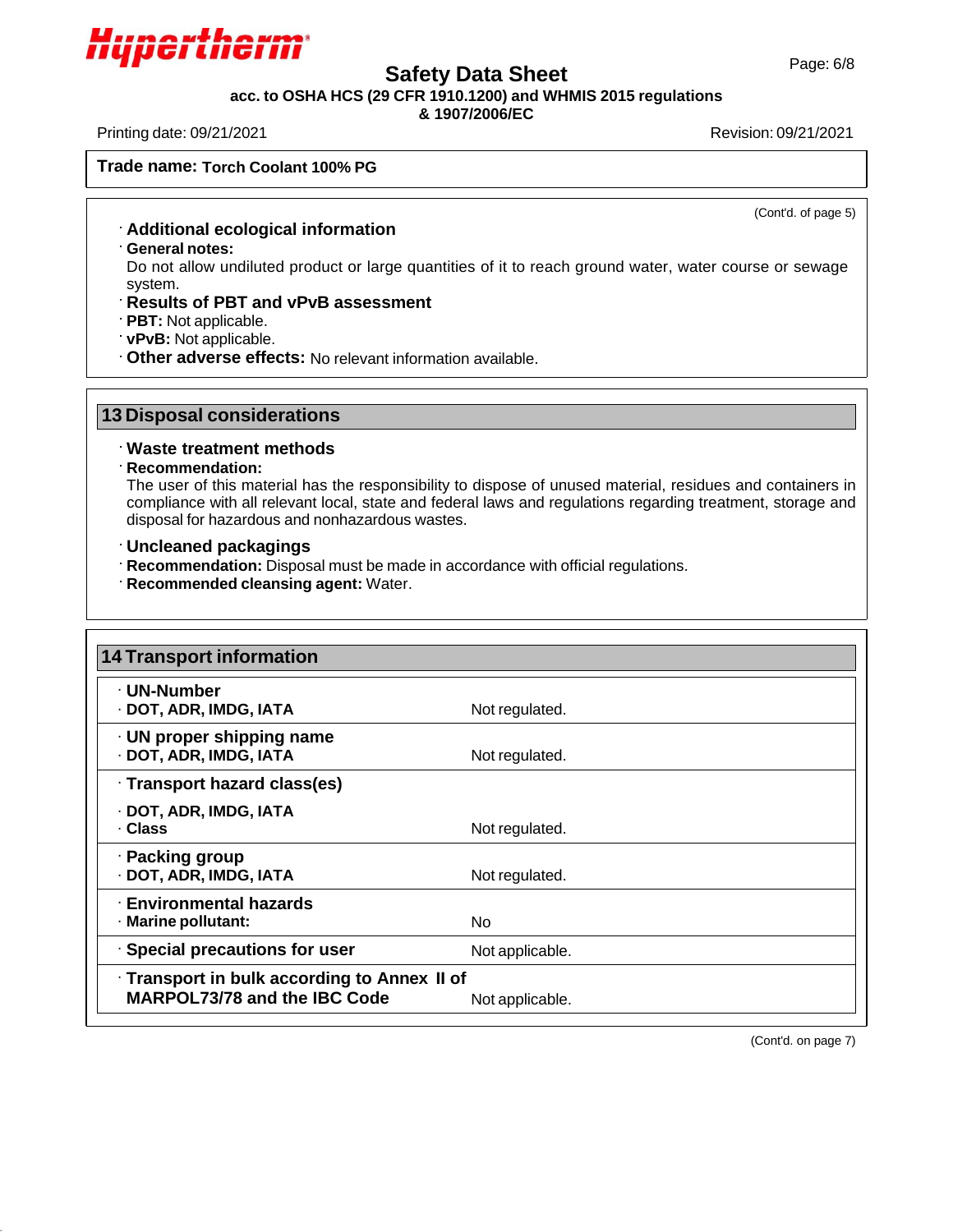**Trade name: Torch Coolant 100% PG**

(Cont'd. of page 5)

· **Additional ecological information**
· **General notes:**
Do not allow undiluted product or large quantities of it to reach ground water, water course or sewage system.
· **Results of PBT and vPvB assessment**
· **PBT:** Not applicable.
· **vPvB:** Not applicable.
· **Other adverse effects:** No relevant information available.

## 13 Disposal considerations

· **Waste treatment methods**
· **Recommendation:**
The user of this material has the responsibility to dispose of unused material, residues and containers in compliance with all relevant local, state and federal laws and regulations regarding treatment, storage and disposal for hazardous and nonhazardous wastes.

· **Uncleaned packagings**
· **Recommendation:** Disposal must be made in accordance with official regulations.
· **Recommended cleansing agent:** Water.

## 14 Transport information

| | |
|---|---|
| · **UN-Number** | |
| · **DOT, ADR, IMDG, IATA** | Not regulated. |
| · **UN proper shipping name** | |
| · **DOT, ADR, IMDG, IATA** | Not regulated. |
| · **Transport hazard class(es)** | |
| · **DOT, ADR, IMDG, IATA** | |
| · **Class** | Not regulated. |
| · **Packing group** | |
| · **DOT, ADR, IMDG, IATA** | Not regulated. |
| · **Environmental hazards** | |
| · **Marine pollutant:** | No |
| · **Special precautions for user** | Not applicable. |
| · **Transport in bulk according to Annex II of MARPOL73/78 and the IBC Code** | Not applicable. |

(Cont'd. on page 7)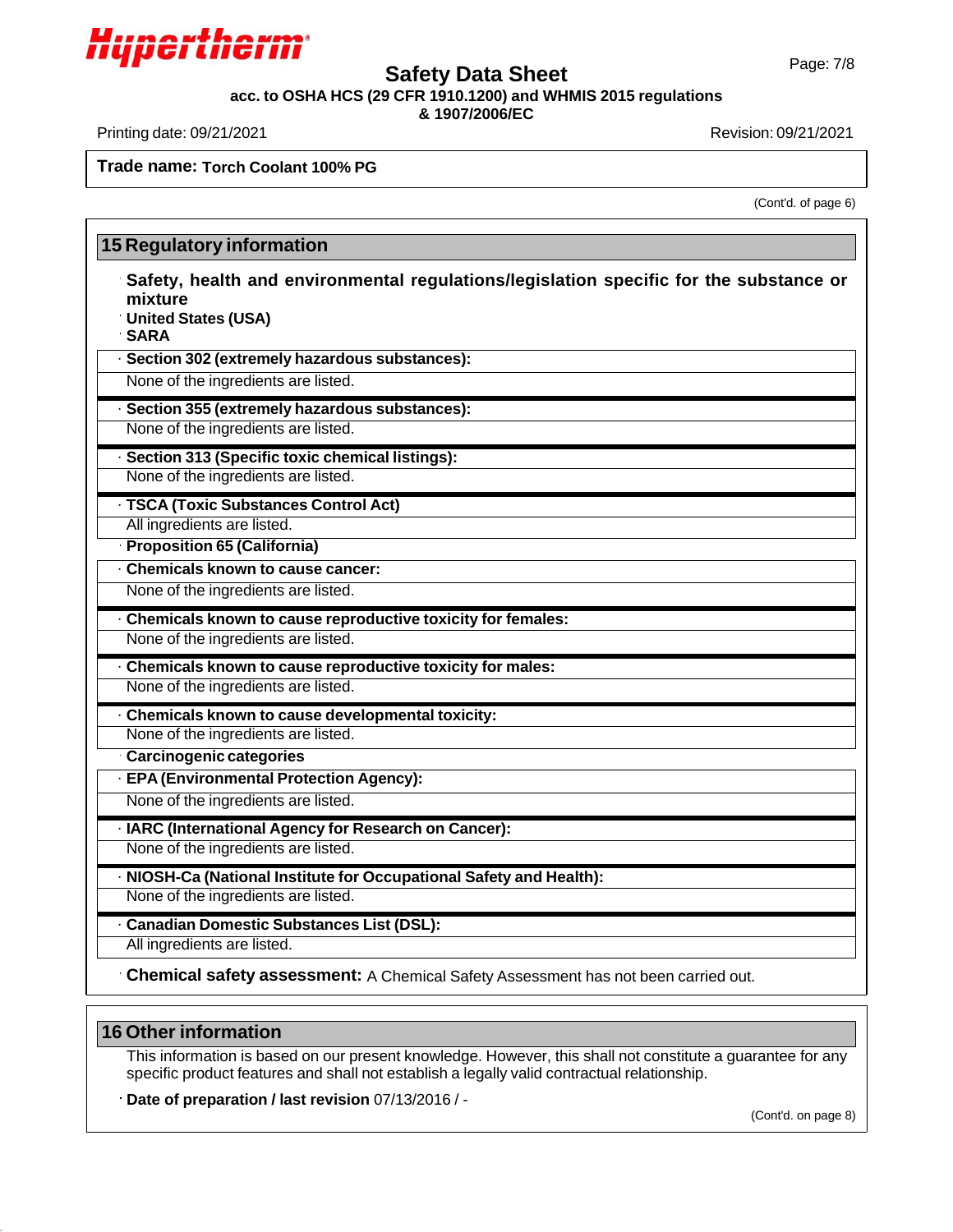**Trade name: Torch Coolant 100% PG**

(Cont'd. of page 6)

## 15 Regulatory information

· **Safety, health and environmental regulations/legislation specific for the substance or mixture**

· **United States (USA)**

· **SARA**

· **Section 302 (extremely hazardous substances):**

None of the ingredients are listed.

· **Section 355 (extremely hazardous substances):**

None of the ingredients are listed.

· **Section 313 (Specific toxic chemical listings):**

None of the ingredients are listed.

· **TSCA (Toxic Substances Control Act)**

All ingredients are listed.

· **Proposition 65 (California)**

· **Chemicals known to cause cancer:**

None of the ingredients are listed.

· **Chemicals known to cause reproductive toxicity for females:**

None of the ingredients are listed.

· **Chemicals known to cause reproductive toxicity for males:**

None of the ingredients are listed.

· **Chemicals known to cause developmental toxicity:**

None of the ingredients are listed.

· **Carcinogenic categories**

· **EPA (Environmental Protection Agency):**

None of the ingredients are listed.

· **IARC (International Agency for Research on Cancer):**

None of the ingredients are listed.

· **NIOSH-Ca (National Institute for Occupational Safety and Health):**

None of the ingredients are listed.

· **Canadian Domestic Substances List (DSL):**

All ingredients are listed.

· **Chemical safety assessment:** A Chemical Safety Assessment has not been carried out.

## 16 Other information

This information is based on our present knowledge. However, this shall not constitute a guarantee for any specific product features and shall not establish a legally valid contractual relationship.

· **Date of preparation / last revision** 07/13/2016 / -

(Cont'd. on page 8)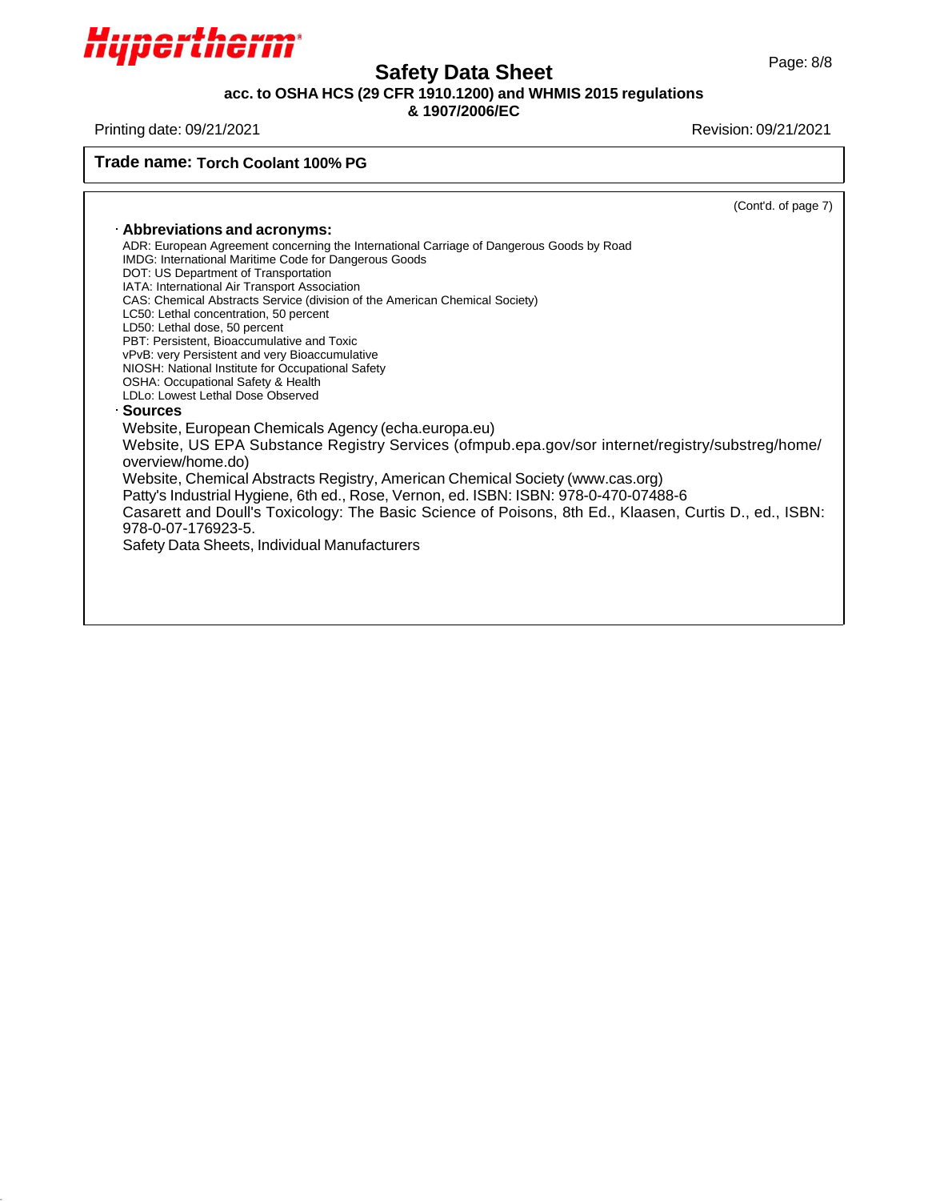(Cont'd. of page 7)

**· Abbreviations and acronyms:**

ADR: European Agreement concerning the International Carriage of Dangerous Goods by Road
IMDG: International Maritime Code for Dangerous Goods
DOT: US Department of Transportation
IATA: International Air Transport Association
CAS: Chemical Abstracts Service (division of the American Chemical Society)
LC50: Lethal concentration, 50 percent
LD50: Lethal dose, 50 percent
PBT: Persistent, Bioaccumulative and Toxic
vPvB: very Persistent and very Bioaccumulative
NIOSH: National Institute for Occupational Safety
OSHA: Occupational Safety & Health
LDLo: Lowest Lethal Dose Observed

**· Sources**

Website, European Chemicals Agency (echa.europa.eu)
Website, US EPA Substance Registry Services (ofmpub.epa.gov/sor internet/registry/substreg/home/overview/home.do)
Website, Chemical Abstracts Registry, American Chemical Society (www.cas.org)
Patty's Industrial Hygiene, 6th ed., Rose, Vernon, ed. ISBN: ISBN: 978-0-470-07488-6
Casarett and Doull's Toxicology: The Basic Science of Poisons, 8th Ed., Klaasen, Curtis D., ed., ISBN: 978-0-07-176923-5.
Safety Data Sheets, Individual Manufacturers